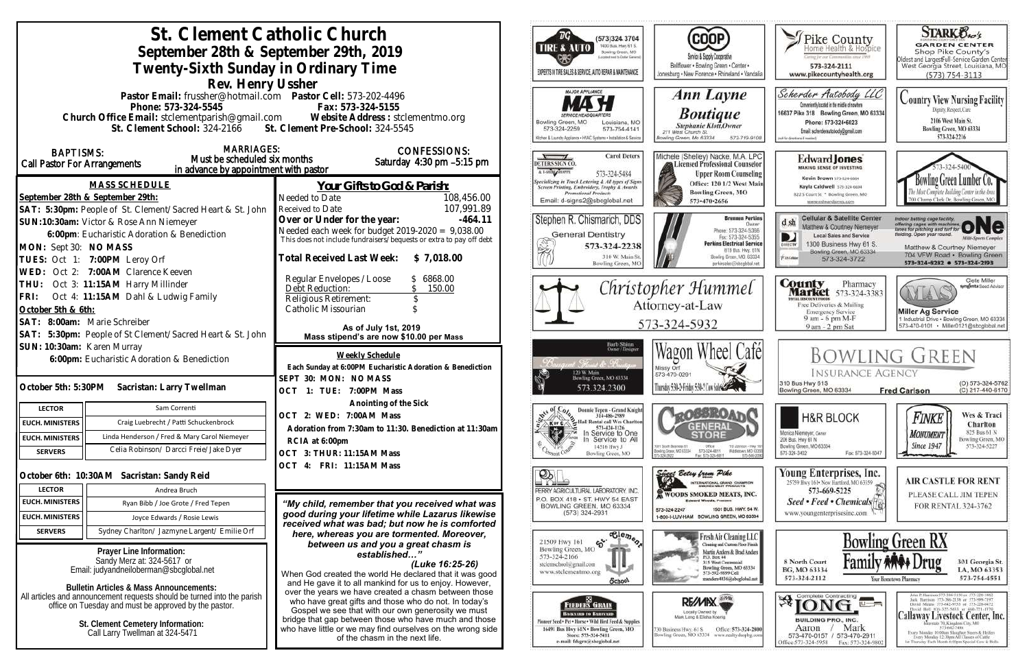# St. Clement Catholic Church

## September 28th & September 29th, 2019

## Twenty-Sixth Sunday in Ordinary Time

### Rev. Henry Ussher

Pastor Email: frussher@hotmail.com Pastor Cell: 573-202-4496
Phone: 573-324-5545 Fax: 573-324-5155
Church Office Email: stclementparish@gmail.com Website Address : stclementmo.org
St. Clement School: 324-2166 St. Clement Pre-School: 324-5545

**BAPTISMS:** Call Pastor For Arrangements

**MARRIAGES:** Must be scheduled six months in advance by appointment with pastor

**CONFESSIONS:** Saturday 4:30 pm –5:15 pm

## MASS SCHEDULE

September 28th & September 29th:
SAT: 5:30pm: People of St. Clement/Sacred Heart & St. John
SUN: 10:30am: Victor & Rose Ann Niemeyer
6:00pm: Eucharistic Adoration & Benediction
MON: Sept 30: NO MASS
TUES: Oct 1: 7:00PM Leroy Orf
WED: Oct 2: 7:00AM Clarence Keeven
THU: Oct 3: 11:15AM Harry Millinder
FRI: Oct 4: 11:15AM Dahl & Ludwig Family
October 5th & 6th:
SAT: 8:00am: Marie Schreiber
SAT: 5:30pm: People of St Clement/Sacred Heart & St. John
SUN: 10:30am: Karen Murray
6:00pm: Eucharistic Adoration & Benediction

**October 5th: 5:30PM Sacristan: Larry Twellman**

| | |
|---|---|
| LECTOR | Sam Correnti |
| EUCH. MINISTERS | Craig Luebrecht / Patti Schuckenbrock |
| EUCH. MINISTERS | Linda Henderson / Fred & Mary Carol Niemeyer |
| SERVERS | Celia Robinson/ Darcci Freie/Jake Dyer |

**October 6th: 10:30AM Sacristan: Sandy Reid**

| | |
|---|---|
| LECTOR | Andrea Bruch |
| EUCH. MINISTERS | Ryan Bibb / Joe Grote / Fred Tepen |
| EUCH. MINISTERS | Joyce Edwards / Rosie Lewis |
| SERVERS | Sydney Charlton/ Jazmyne Largent/ Emilie Orf |

**Prayer Line Information:**
Sandy Merz at: 324-5617 or
Email: judyandneiloberman@sbcglobal.net

**Bulletin Articles & Mass Announcements:**
All articles and announcement requests should be turned into the parish office on Tuesday and must be approved by the pastor.

**St. Clement Cemetery Information:**
Call Larry Twellman at 324-5471

## Your Gifts to God & Parish:

| | |
|---|---|
| Needed to Date | 108,456.00 |
| Received to Date | 107,991.89 |
| **Over or Under for the year:** | **-464.11** |

Needed each week for budget 2019-2020 = 9,038.00
This does not include fundraisers/bequests or extra to pay off debt

**Total Received Last Week: $ 7,018.00**

| | |
|---|---|
| Regular Envelopes / Loose | $ 6868.00 |
| Debt Reduction: | $ 150.00 |
| Religious Retirement: | $ |
| Catholic Missourian | $ |

As of July 1st, 2019
Mass stipend's are now $10.00 per Mass

### Weekly Schedule

Each Sunday at 6:00PM Eucharistic Adoration & Benediction
SEPT 30: MON: NO MASS
OCT 1: TUE: 7:00PM Mass
Anointing of the Sick
OCT 2: WED: 7:00AM Mass
Adoration from 7:30am to 11:30. Benediction at 11:30am
RCIA at 6:00pm
OCT 3: THUR: 11:15AM Mass
OCT 4: FRI: 11:15AM Mass

*"My child, remember that you received what was good during your lifetime while Lazarus likewise received what was bad; but now he is comforted here, whereas you are tormented. Moreover, between us and you a great chasm is established…"*
*(Luke 16:25-26)*

When God created the world He declared that it was good and He gave it to all mankind for us to enjoy. However, over the years we have created a chasm between those who have great gifts and those who do not. In today's Gospel we see that with our own generosity we must bridge that gap between those who have much and those who have little or we may find ourselves on the wrong side of the chasm in the next life.

---

TG Tire & Auto — (573)324-3704, 1400 Bus. Hwy 61 S, Bowling Green, MO. Experts in tire sales & service, auto repair & maintenance

COOP Service & Supply Cooperative — Bellflower • Bowling Green • Center • Jonesburg • New Florence • Rhineland • Vandalia

Pike County Home Health & Hospice — 573-324-2111, www.pikecountyhealth.org

Stark Bro's Garden Center — Shop Pike County's Oldest and Largest Full-Service Garden Center. West Georgia Street, Louisiana, MO (573) 754-3113

MASH Major Appliance Service Headquarters — Bowling Green, MO 573-324-2259; Louisiana, MO 573-754-4141. Kitchen & Laundry Appliance • HVAC Systems • Installation & Service

Ann Layne Boutique — Stephanie Klott, Owner. 211 West Church St. Bowling Green, Mo 63334. 573-719-9108

Scherder Autobody LLC — Conveniently located in the middle of nowhere. 16637 Pike 318 Bowling Green, MO 63334. Phone: 573-324-6023. Email: scherderautobody@gmail.com

Country View Nursing Facility — Dignity, Respect, Care. 2106 West Main St. Bowling Green, MO 63334. 573-324-2216

Peters Sign Co. — Carol Deters. 573-324-5484. Specializing in Truck Lettering & All types of Signs, Screen Printing, Embroidery, Trophy & Awards, Promotional Products. Email: d-signs2@sbcglobal.net

Michele (Shelley) Nacke, M.A. LPC — Licensed Professional Counselor. Upper Room Counseling. Office: 120 1/2 West Main, Bowling Green, MO. 573-470-2656

Edward Jones — Making Sense of Investing. Kevin Brown 573-324-6604, Kayla Caldwell 573-324-6604. 822 S Court St • Bowling Green, MO. www.edwardjones.com

Bowling Green Lumber Co. — 573-324-5400. The Most Complete Building Center in the Area. 700 Champ Clark Dr. Bowling Green, MO

Stephen R. Chismarich, DDS — General Dentistry. 573-324-2238. 310 W. Main St. Bowling Green, MO

Brennen Perkins, Owner — Perkins Electrical Service. Phone: 573-324-5366. Fax: 573-324-5355. 819 Bus. Hwy. 61N Bowling Green, MO 63334. perkinselec@shcglobal.net

dsh Cellular & Satellite Center — Matthew & Courtney Niemeyer. Local Sales and Service. 1300 Business Hwy 61 S. Bowling Green, MO 63334. 573-324-3722

ONE Multi-Sports Complex — Indoor batting cage facility offering cages with machines for pitching and turf for fielding. Open year round. Matthew & Courtney Niemeyer. 704 VFW Road • Bowling Green. 573-324-8282 • 573-324-2193

Christopher Hummel — Attorney-at-Law. 573-324-5932

County Market Pharmacy — 573-324-3383. Free Deliveries & Mailing. Emergency Service. 9 am - 6 pm M-F, 9 am - 2 pm Sat

Miller Ag Service — Cete Miller, Syngenta Seed Advisor. 1 Industrial Drive • Bowling Green, MO 63334. 573-470-0101 • Miller0121@sbcglobal.net

Bouquet Flowers & Boutique — Barb Shinn, Owner/Designer. 120 W. Main, Bowling Green, MO 63334. 573.324.2300

Wagon Wheel Café — Missy Orf. 573-470-0291. Thursday 5:30-2 Friday 5:30-2 Cow Sales

Bowling Green Insurance Agency — 310 Bus Hwy 61S, Bowling Green, MO 63334. Fred Carlson. (O) 573-324-5762, (C) 217-440-6170

Knights of Columbus — Donnie Tepen - Grand Knight 314-486-2989. Hall Rental call Wes Charlton 573-424-1126. In Service to One, In Service to All. 14516 Hwy J, Bowling Green, MO

Crossroads General Store — 1001 South Business 61, Bowling Green, MO 63334, 573-324-2522. Office 573-324-6811, Fax: 573-324-6811. 110 Johnson - Hwy 161, Middletown, MO 63359, 573-549-2099

H&R Block — Monica Niemeyer, Owner. 206 Bus. Hwy 61 N, Bowling Green, MO 63334. 573-324-3402. Fax: 573-324-5047

Finke Monument — Wes & Traci Charlton. 825 Bus 61 N, Bowling Green, MO. 573-324-5227. Since 1947

Perry Agricultural Laboratory, Inc. — P.O. Box 418 • St. Hwy 54 East, Bowling Green, MO 63334. (573) 324-2931

Sweet Betsy from Pike — International Grand Champion Smoked Meat Products. Woods Smoked Meats, Inc. Edward Woods, President. 573-324-2247. 1501 Bus. Hwy. 54 W. 1-800-I-LUV-HAM Bowling Green, MO 63334

Young Enterprises, Inc. — 25759 Hwy 161 • New Hartford, MO 63359. 573-669-5225. Seed • Feed • Chemicals. www.youngenterprisesinc.com

Air Castle for Rent — Please call Jim Tepen for rental 324-3762

St. Clement School — 21509 Hwy 161, Bowling Green, MO. 573-324-2166. stclementschool@gmail.com. www.stclementmo.org

Fresh Air Cleaning LLC — Cleaning and Custom Floor Finish. Martin Anders & Brad Anders. P.O. Box 44, 315 West Centennial, Bowling Green, MO 63334. 573-592-9899 Cell. manders4036@sbcglobal.net

Bowling Green RX Family Drug — 8 North Court, BG, MO 63334. 573-324-2112. Your Hometown Pharmacy. 301 Georgia St. LA, MO 63353. 573-754-4551

Feeders Grain — Backyard to Barnyard. Pioneer Seed • Pet • Horse • Wild Bird Feed & Supplies. 16491 Bus Hwy 61N • Bowling Green, MO. Store: 573-324-5411. e-mail: fdsgrn@sbcglobal.net

RE/MAX — Locally Owned by Mark Long & Elisha Koenig. 730 Business Hwy. 61 S, Bowling Green, MO 63334. Office: 573-324-2800. www.realtyshopbg.com

Long Building Pro, Inc. — Complete Contracting. Aaron 573-470-0157 / Mark 573-470-2911. Office: 573-324-5958. Fax: 573-324-9802

Callaway Livestock Center, Inc. — Interstate 70, Kingdom City, MO. 573-642-7486. Every Monday 10:00am Slaughter Steers & Heifers. Every Monday 12:30pm All Classes of Cattle. 1st Thursday Each Month 6:00pm Special Cow & Bulls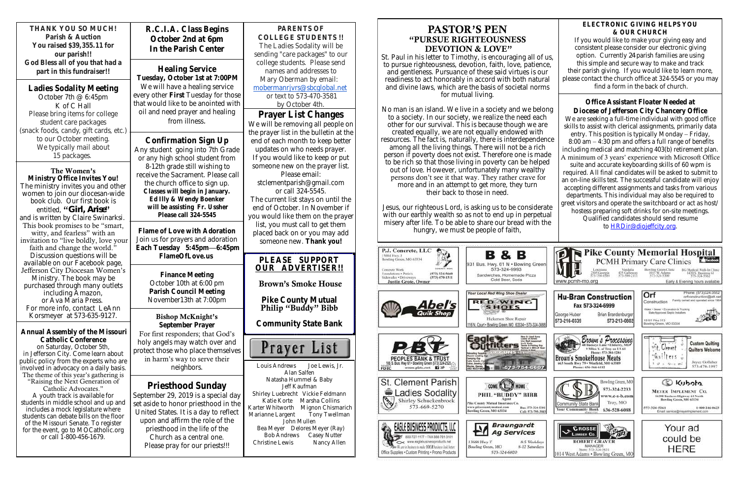**THANK YOU SO MUCH!**
**Parish & Auction**
**You raised $39,355.11 for our parish!!**
**God Bless all of you that had a part in this fundraiser!!**

## Ladies Sodality Meeting

October 7th @ 6:45pm
K of C Hall
Please bring items for college student care packages (snack foods, candy, gift cards, etc.) to our October meeting.
We typically mail about 15 packages.

## The Women's Ministry Office Invites You!

The ministry invites you and other women to join our diocesan-wide book club. Our first book is entitled, **"Girl, Arise"** and is written by Claire Swinarksi. This book promises to be "smart, witty, and fearless" with an invitation to "live boldly, love your faith and change the world." Discussion questions will be available on our Facebook page, Jefferson City Diocesan Women's Ministry. The book may be purchased through many outlets including Amazon, or Ava Maria Press. For more info, contact LeAnn Korsmeyer at 573-625-9127.

## Annual Assembly of the Missouri Catholic Conference

on Saturday, October 5th, in Jefferson City. Come learn about public policy from the experts who are involved in advocacy on a daily basis. The theme of this year's gathering is "Raising the Next Generation of Catholic Advocates." A youth track is available for students in middle school and up and includes a mock legislature where students can debate bills on the floor of the Missouri Senate. To register for the event, go to MOCatholic.org or call 1-800-456-1679.

## R.C.I.A. Class Begins October 2nd at 6pm In the Parish Center

## Healing Service

**Tuesday, October 1st at 7:00PM**
We will have a healing service every other **First** Tuesday for those that would like to be anointed with oil and need prayer and healing from illness.

## Confirmation Sign Up

Any student going into 7th Grade or any high school student from 8-12th grade still wishing to receive the Sacrament. Please call the church office to sign up.
**Classes will begin in January.**
**Ed Illy & Wendy Boenker will be assisting Fr. Ussher**
**Please call 324-5545**

## Flame of Love with Adoration

Join us for prayers and adoration
**Each Tuesday 5:45pm—6:45pm**
**FlameOfLove.us**

**Finance Meeting**
October 10th at 6:00 pm
**Parish Council Meeting**
November13th at 7:00pm

## Bishop McKnight's September Prayer

For first responders; that God's holy angels may watch over and protect those who place themselves in harm's way to serve their neighbors.

## Priesthood Sunday

September 29, 2019 is a special day set aside to honor priesthood in the United States. It is a day to reflect upon and affirm the role of the priesthood in the life of the Church as a central one. Please pray for our priests!!!

## PARENTS OF COLLEGE STUDENTS !!

The Ladies Sodality will be sending "care packages" to our college students. Please send names and addresses to Mary Oberman by email: mobermanrjvrs@sbcglobal.net or text to 573-470-3581 by October 4th.

## Prayer List Changes

We will be removing all people on the prayer list in the bulletin at the end of each month to keep better updates on who needs prayer. If you would like to keep or put someone new on the prayer list. Please email: stclementparish@gmail.com or call 324-5545. The current list stays on until the end of October. In November if you would like them on the prayer list, you must call to get them placed back on or you may add someone new. **Thank you!**

## PLEASE SUPPORT OUR ADVERTISER!!

**Brown's Smoke House**

**Pike County Mutual Philip "Buddy" Bibb**

**Community State Bank**

## Prayer List

| | |
|---|---|
| Louis Andrews | Joe Lewis, Jr. |
| Alan Salfen | |
| Natasha Hummel & Baby | |
| Jeff Kaufman | |
| Shirley Luebrecht | Vickie Feldmann |
| Katie Korte | Marsha Collins |
| Karter Whitworth | Mignon Chismarich |
| Marianne Largent | Tony Twellman |
| John Mullen | |
| Bea Meyer | Delores Meyer (Ray) |
| Bob Andrews | Casey Nutter |
| Christine Lewis | Nancy Allen |

## PASTOR'S PEN
### "PURSUE RIGHTEOUSNESS DEVOTION & LOVE"

St. Paul in his letter to Timothy, is encouraging all of us, to pursue righteousness, devotion, faith, love, patience, and gentleness. Pursuance of these said virtues is our readiness to act honorably in accord with both natural and divine laws, which are the basis of societal norms for mutual living.

No man is an island. We live in a society and we belong to a society. In our society, we realize the need each other for our survival. This is because though we are created equally, we are not equally endowed with resources. The fact is, naturally, there is interdependence among all the living things. There will not be a rich person if poverty does not exist. Therefore one is made to be rich so that those living in poverty can be helped out of love. However, unfortunately many wealthy persons don't see it that way. They rather crave for more and in an attempt to get more, they turn their back to those in need.

Jesus, our righteous Lord, is asking us to be considerate with our earthly wealth so as not to end up in perpetual misery after life. To be able to share our bread with the hungry, we must be people of faith,

## ELECTRONIC GIVING HELPS YOU & OUR CHURCH

If you would like to make your giving easy and consistent please consider our electronic giving option. Currently 24 parish families are using this simple and secure way to make and track their parish giving. If you would like to learn more, please contact the church office at 324-5545 or you may find a form in the back of church.

## Office Assistant Floater Needed at Diocese of Jefferson City Chancery Office

We are seeking a full-time individual with good office skills to assist with clerical assignments, primarily data entry. This position is typically Monday – Friday, 8:00 am – 4:30 pm and offers a full range of benefits including medical and matching 403(b) retirement plan. A minimum of 3 years' experience with Microsoft Office suite and accurate keyboarding skills of 60 wpm is required. All final candidates will be asked to submit to an on-line skills test. The successful candidate will enjoy accepting different assignments and tasks from various departments. This individual may also be required to greet visitors and operate the switchboard or act as host/hostess preparing soft drinks for on-site meetings. Qualified candidates should send resume to HRDir@diojeffcity.org.

P.J. Concrete, LLC
15084 Hwy. J
Bowling Green, MO 63334
Concrete Work
Foundations • Patio's
Sidewalks • Driveways
(573) 324-5660
(573) 470-1511
Justin Grote, Owner

B & B
931 Bus. Hwy. 61 N • Bowling Green
573-324-9993
Sandwiches, Homemade Pizza
Cold Beer, Soda

Pike County Memorial Hospital
PCMH Primary Care Clinics
Louisiana 2305 Georgia 573-754-4584
Vandalia 425 Galloway 573-594-2111
Bowling Green Clinic 1015 W. Adams 573-324-5300
BG Medical Walk-In Clinic 1420 S. Business 61 573-324-5562
www.pcmh-mo.org
Early & Evening hours available

Abel's Quik Shop

Your Local Red Wing Shoe Dealer
RED WING SHOES
Hickerson Shoe Repair
116 N. Court • Bowling Green MO 63334 • 573-324-3688

Hu-Bran Construction
Fax 573-324-6999
George Huber 573-216-0339
Brian Brandenburger 573-213-0902

Orf Construction
Phone: (573)324-3552
orfconstruction@att.net
Family owned and operated since 1954
Water • Sewer • Excavation & Trucking
State Approved Septic Installers
15101 Pike 313
Bowling Green, MO 63334

PEOPLES BANK & TRUST
116 S. Bus. Hwy 61 • Bowling Green (573) 324-2525
www.pbtc.net
MEMBER FDIC

Eagle Outfitters
573-754-6687

Brown's Processing
48 Buckeye Lane • Elsberry, MO
9 Miles N. of Troy on US 61
Phone: 573-384-5284
Brown's SmokeHouse Meats
663 South Hwy 79 • Winfield, MO 63389
Phone: 636-566-6112

St. Clement Quilters
Custom Quilting
Quilters Welcome
Joyce Gollaher
573-470-1997

St. Clement Parish
Ladies Sodality
Shirley Schuckenbrock
573-669-5270

COME HOME
PHIL "BUDDY" BIBB
Agent
Pike County Mutual Insurance Co.
www.pikecountymutual.com
Bowling Green, MO 63334
Bus: 573-324-5101
Cell: 573-795-3503

Community State Bank
Bowling Green, MO
573-324-2233
www.c-s-b.com
Troy, MO
Your Community Bank 636-528-6088

Kubota
MEYER IMPLEMENT CO.
16398 Business Highway 61 North
Bowling Green, MO 63334
573-324-5261
1-800-246-0623
Email: service@meyerimplement.com

EAGLE BUSINESS PRODUCTS, LLC
800-727-1177 • FAX 888-781-3101
www.eaglebusinessproducts.net
Office Supplies • Custom Printing • Promo Products

Braungardt Ag Services
13688 Hwy Y
Bowling Green, MO
573-324-6820
8-5 Weekdays
8-12 Saturdays

CROSSE LUMBER CO.
ROBERT GRAVER
MANAGER
Store: 573-324-5431
1014 West Adams • Bowling Green, MO

Your ad could be HERE